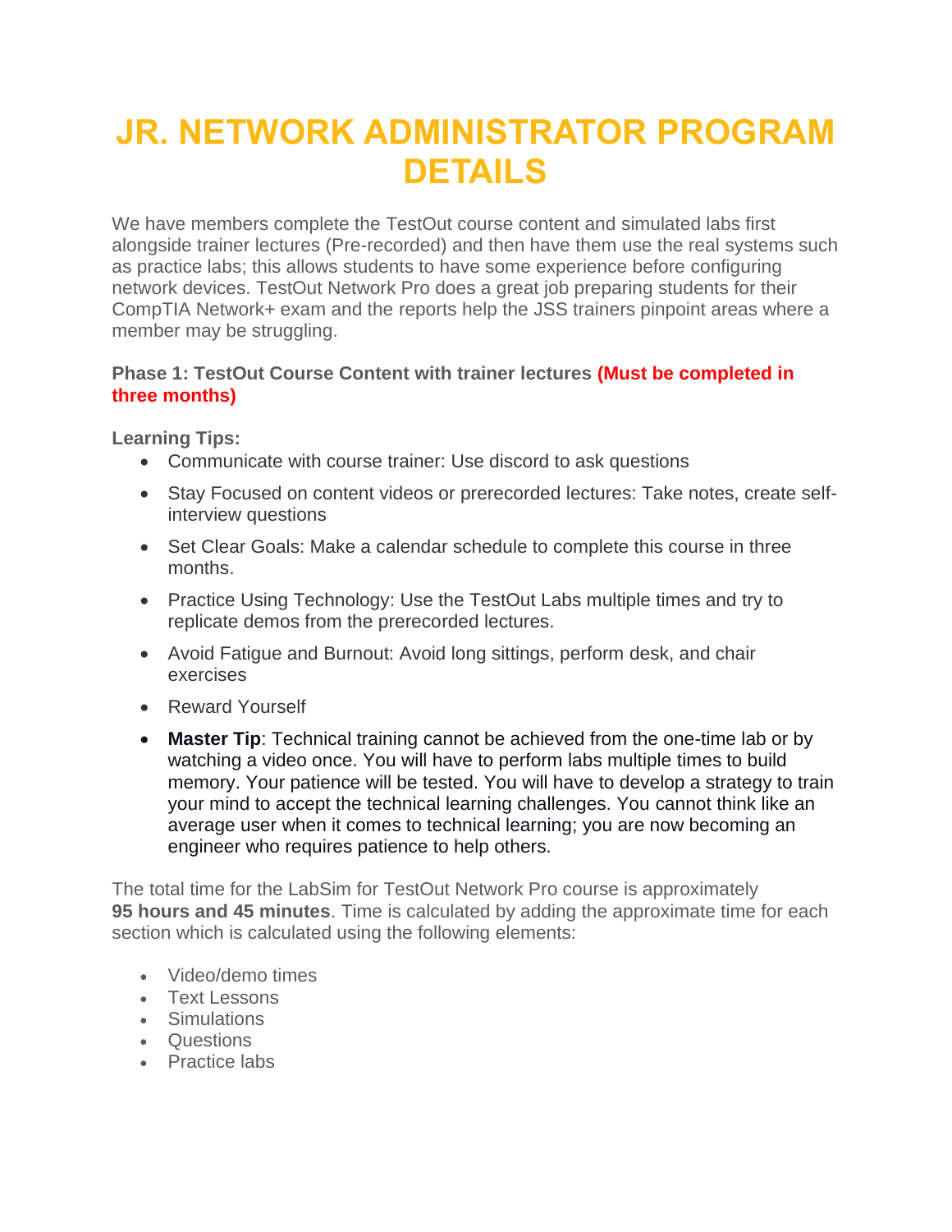# JR. NETWORK ADMINISTRATOR PROGRAM DETAILS

We have members complete the TestOut course content and simulated labs first alongside trainer lectures (Pre-recorded) and then have them use the real systems such as practice labs; this allows students to have some experience before configuring network devices. TestOut Network Pro does a great job preparing students for their CompTIA Network+ exam and the reports help the JSS trainers pinpoint areas where a member may be struggling.

**Phase 1: TestOut Course Content with trainer lectures (Must be completed in three months)**

**Learning Tips:**

- Communicate with course trainer: Use discord to ask questions
- Stay Focused on content videos or prerecorded lectures: Take notes, create self-interview questions
- Set Clear Goals: Make a calendar schedule to complete this course in three months.
- Practice Using Technology: Use the TestOut Labs multiple times and try to replicate demos from the prerecorded lectures.
- Avoid Fatigue and Burnout: Avoid long sittings, perform desk, and chair exercises
- Reward Yourself
- **Master Tip**: Technical training cannot be achieved from the one-time lab or by watching a video once. You will have to perform labs multiple times to build memory. Your patience will be tested. You will have to develop a strategy to train your mind to accept the technical learning challenges. You cannot think like an average user when it comes to technical learning; you are now becoming an engineer who requires patience to help others.

The total time for the LabSim for TestOut Network Pro course is approximately **95 hours and 45 minutes**. Time is calculated by adding the approximate time for each section which is calculated using the following elements:

- Video/demo times
- Text Lessons
- Simulations
- Questions
- Practice labs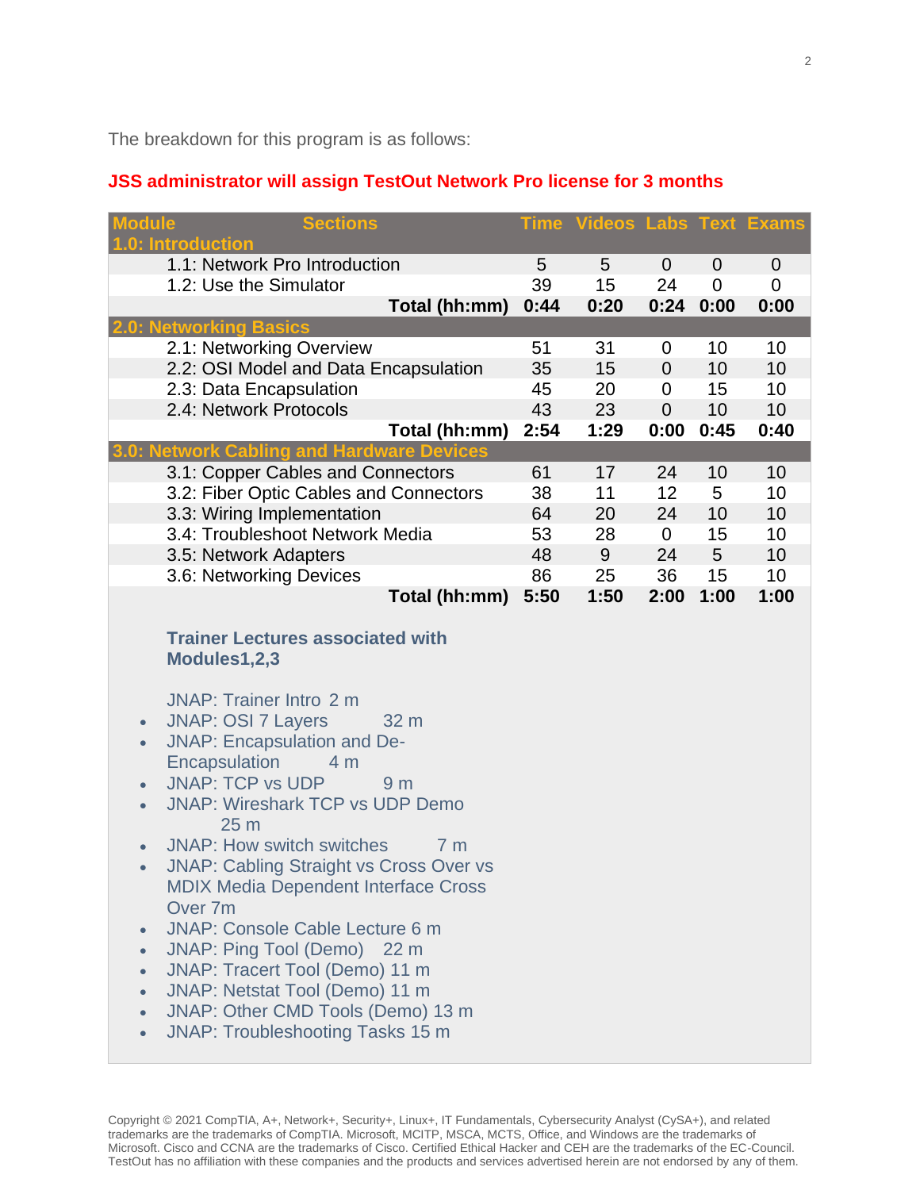The breakdown for this program is as follows:

**JSS administrator will assign TestOut Network Pro license for 3 months**

| Module | Sections | Time | Videos | Labs | Text | Exams |
|---|---|---|---|---|---|---|
| **1.0: Introduction** | | | | | | |
| | 1.1: Network Pro Introduction | 5 | 5 | 0 | 0 | 0 |
| | 1.2: Use the Simulator | 39 | 15 | 24 | 0 | 0 |
| | **Total (hh:mm)** | **0:44** | **0:20** | **0:24** | **0:00** | **0:00** |
| **2.0: Networking Basics** | | | | | | |
| | 2.1: Networking Overview | 51 | 31 | 0 | 10 | 10 |
| | 2.2: OSI Model and Data Encapsulation | 35 | 15 | 0 | 10 | 10 |
| | 2.3: Data Encapsulation | 45 | 20 | 0 | 15 | 10 |
| | 2.4: Network Protocols | 43 | 23 | 0 | 10 | 10 |
| | **Total (hh:mm)** | **2:54** | **1:29** | **0:00** | **0:45** | **0:40** |
| **3.0: Network Cabling and Hardware Devices** | | | | | | |
| | 3.1: Copper Cables and Connectors | 61 | 17 | 24 | 10 | 10 |
| | 3.2: Fiber Optic Cables and Connectors | 38 | 11 | 12 | 5 | 10 |
| | 3.3: Wiring Implementation | 64 | 20 | 24 | 10 | 10 |
| | 3.4: Troubleshoot Network Media | 53 | 28 | 0 | 15 | 10 |
| | 3.5: Network Adapters | 48 | 9 | 24 | 5 | 10 |
| | 3.6: Networking Devices | 86 | 25 | 36 | 15 | 10 |
| | **Total (hh:mm)** | **5:50** | **1:50** | **2:00** | **1:00** | **1:00** |

**Trainer Lectures associated with Modules1,2,3**

JNAP: Trainer Intro 2 m

- JNAP: OSI 7 Layers 32 m
- JNAP: Encapsulation and De-Encapsulation 4 m
- JNAP: TCP vs UDP 9 m
- JNAP: Wireshark TCP vs UDP Demo 25 m
- JNAP: How switch switches 7 m
- JNAP: Cabling Straight vs Cross Over vs MDIX Media Dependent Interface Cross Over 7m
- JNAP: Console Cable Lecture 6 m
- JNAP: Ping Tool (Demo) 22 m
- JNAP: Tracert Tool (Demo) 11 m
- JNAP: Netstat Tool (Demo) 11 m
- JNAP: Other CMD Tools (Demo) 13 m
- JNAP: Troubleshooting Tasks 15 m

Copyright © 2021 CompTIA, A+, Network+, Security+, Linux+, IT Fundamentals, Cybersecurity Analyst (CySA+), and related trademarks are the trademarks of CompTIA. Microsoft, MCITP, MSCA, MCTS, Office, and Windows are the trademarks of Microsoft. Cisco and CCNA are the trademarks of Cisco. Certified Ethical Hacker and CEH are the trademarks of the EC-Council. TestOut has no affiliation with these companies and the products and services advertised herein are not endorsed by any of them.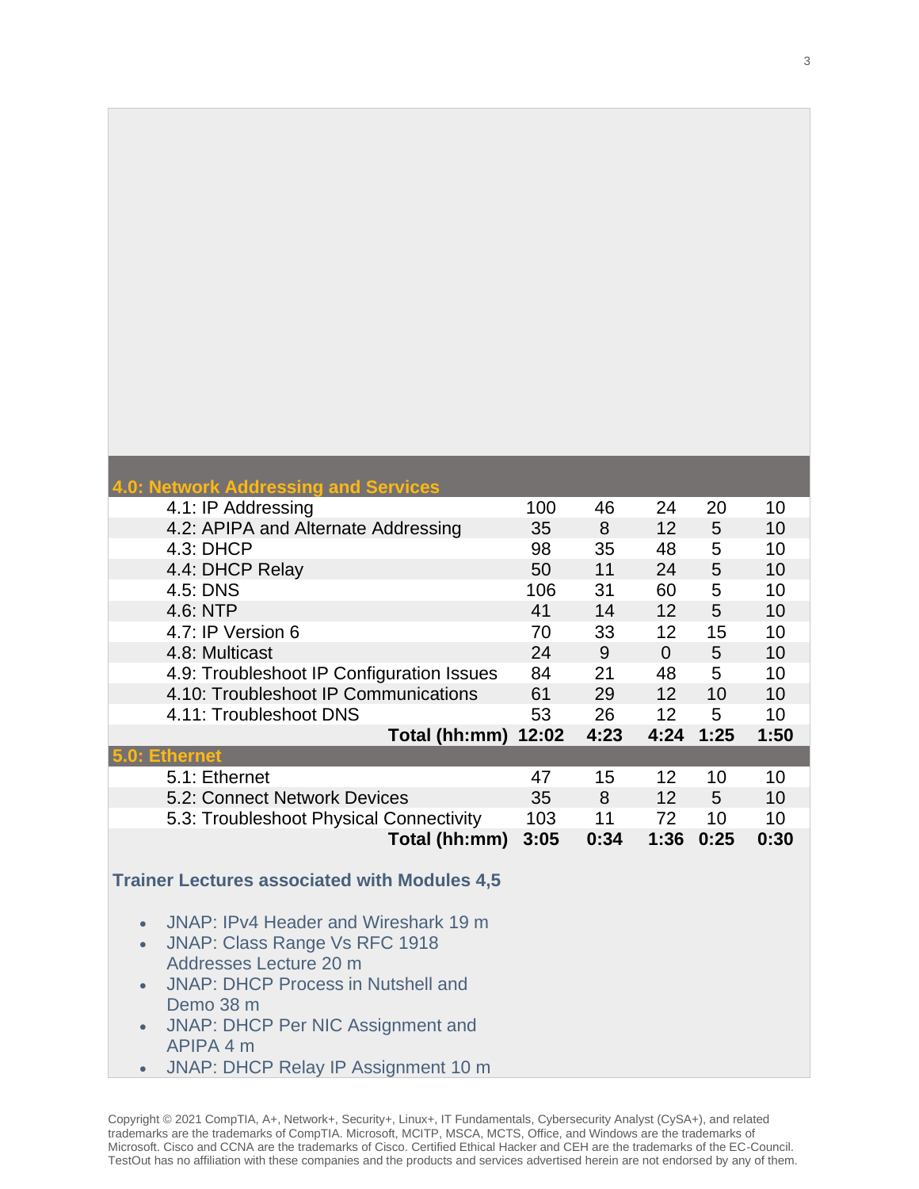| 4.0: Network Addressing and Services | | | | | |
|---|---|---|---|---|---|
| 4.1: IP Addressing | 100 | 46 | 24 | 20 | 10 |
| 4.2: APIPA and Alternate Addressing | 35 | 8 | 12 | 5 | 10 |
| 4.3: DHCP | 98 | 35 | 48 | 5 | 10 |
| 4.4: DHCP Relay | 50 | 11 | 24 | 5 | 10 |
| 4.5: DNS | 106 | 31 | 60 | 5 | 10 |
| 4.6: NTP | 41 | 14 | 12 | 5 | 10 |
| 4.7: IP Version 6 | 70 | 33 | 12 | 15 | 10 |
| 4.8: Multicast | 24 | 9 | 0 | 5 | 10 |
| 4.9: Troubleshoot IP Configuration Issues | 84 | 21 | 48 | 5 | 10 |
| 4.10: Troubleshoot IP Communications | 61 | 29 | 12 | 10 | 10 |
| 4.11: Troubleshoot DNS | 53 | 26 | 12 | 5 | 10 |
| **Total (hh:mm)** | **12:02** | **4:23** | **4:24** | **1:25** | **1:50** |
| **5.0: Ethernet** | | | | | |
| 5.1: Ethernet | 47 | 15 | 12 | 10 | 10 |
| 5.2: Connect Network Devices | 35 | 8 | 12 | 5 | 10 |
| 5.3: Troubleshoot Physical Connectivity | 103 | 11 | 72 | 10 | 10 |
| **Total (hh:mm)** | **3:05** | **0:34** | **1:36** | **0:25** | **0:30** |

**Trainer Lectures associated with Modules 4,5**

- JNAP: IPv4 Header and Wireshark 19 m
- JNAP: Class Range Vs RFC 1918 Addresses Lecture 20 m
- JNAP: DHCP Process in Nutshell and Demo 38 m
- JNAP: DHCP Per NIC Assignment and APIPA 4 m
- JNAP: DHCP Relay IP Assignment 10 m

Copyright © 2021 CompTIA, A+, Network+, Security+, Linux+, IT Fundamentals, Cybersecurity Analyst (CySA+), and related trademarks are the trademarks of CompTIA. Microsoft, MCITP, MSCA, MCTS, Office, and Windows are the trademarks of Microsoft. Cisco and CCNA are the trademarks of Cisco. Certified Ethical Hacker and CEH are the trademarks of the EC-Council. TestOut has no affiliation with these companies and the products and services advertised herein are not endorsed by any of them.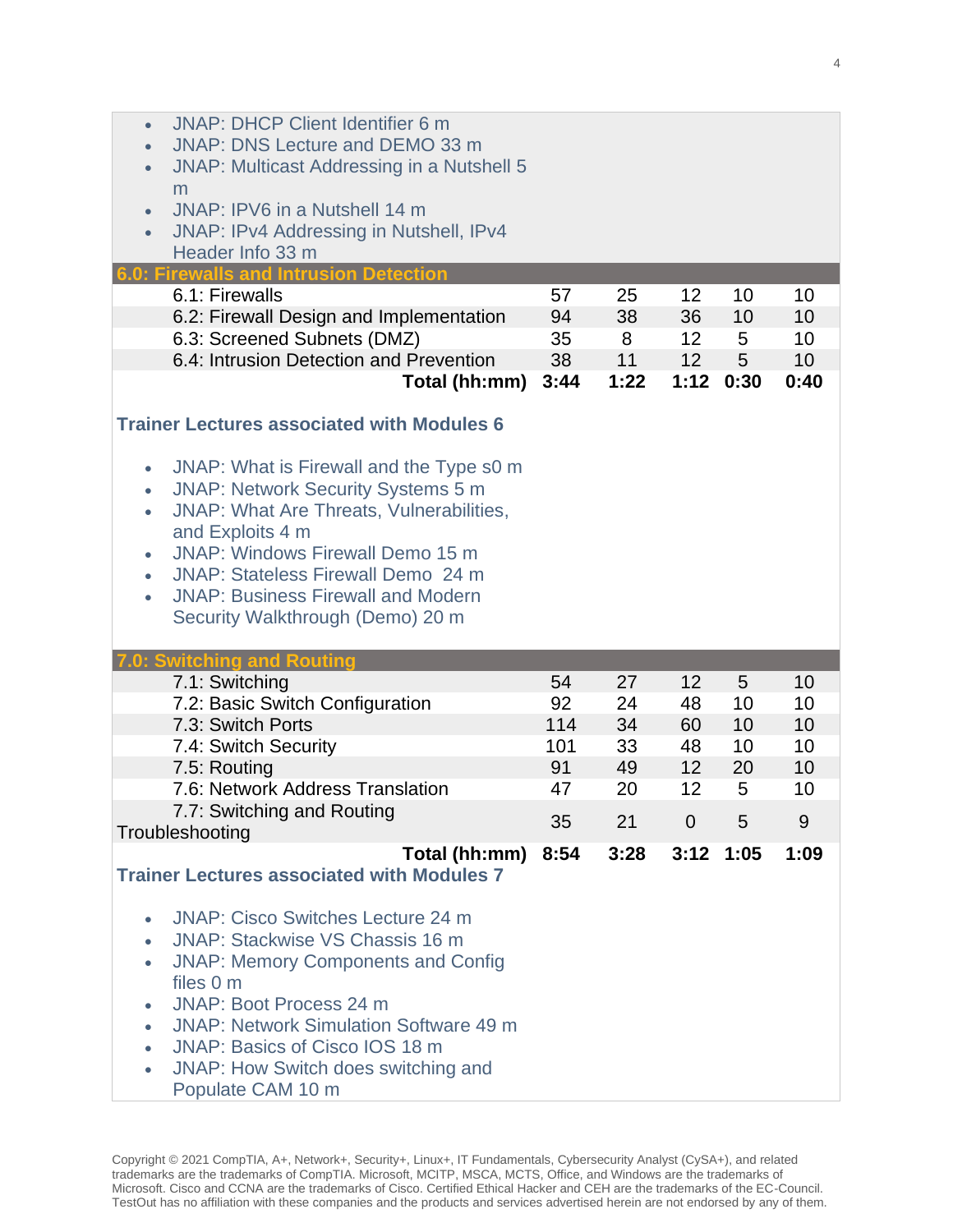- JNAP: DHCP Client Identifier 6 m
- JNAP: DNS Lecture and DEMO 33 m
- JNAP: Multicast Addressing in a Nutshell 5 m
- JNAP: IPV6 in a Nutshell 14 m
- JNAP: IPv4 Addressing in Nutshell, IPv4 Header Info 33 m

| 6.0: Firewalls and Intrusion Detection | | | | | |
|---|---|---|---|---|---|
| 6.1: Firewalls | 57 | 25 | 12 | 10 | 10 |
| 6.2: Firewall Design and Implementation | 94 | 38 | 36 | 10 | 10 |
| 6.3: Screened Subnets (DMZ) | 35 | 8 | 12 | 5 | 10 |
| 6.4: Intrusion Detection and Prevention | 38 | 11 | 12 | 5 | 10 |
| **Total (hh:mm)** | **3:44** | **1:22** | **1:12** | **0:30** | **0:40** |

**Trainer Lectures associated with Modules 6**

- JNAP: What is Firewall and the Type s0 m
- JNAP: Network Security Systems 5 m
- JNAP: What Are Threats, Vulnerabilities, and Exploits 4 m
- JNAP: Windows Firewall Demo 15 m
- JNAP: Stateless Firewall Demo 24 m
- JNAP: Business Firewall and Modern Security Walkthrough (Demo) 20 m

| 7.0: Switching and Routing | | | | | |
|---|---|---|---|---|---|
| 7.1: Switching | 54 | 27 | 12 | 5 | 10 |
| 7.2: Basic Switch Configuration | 92 | 24 | 48 | 10 | 10 |
| 7.3: Switch Ports | 114 | 34 | 60 | 10 | 10 |
| 7.4: Switch Security | 101 | 33 | 48 | 10 | 10 |
| 7.5: Routing | 91 | 49 | 12 | 20 | 10 |
| 7.6: Network Address Translation | 47 | 20 | 12 | 5 | 10 |
| 7.7: Switching and Routing Troubleshooting | 35 | 21 | 0 | 5 | 9 |
| **Total (hh:mm)** | **8:54** | **3:28** | **3:12** | **1:05** | **1:09** |

**Trainer Lectures associated with Modules 7**

- JNAP: Cisco Switches Lecture 24 m
- JNAP: Stackwise VS Chassis 16 m
- JNAP: Memory Components and Config files 0 m
- JNAP: Boot Process 24 m
- JNAP: Network Simulation Software 49 m
- JNAP: Basics of Cisco IOS 18 m
- JNAP: How Switch does switching and Populate CAM 10 m

Copyright © 2021 CompTIA, A+, Network+, Security+, Linux+, IT Fundamentals, Cybersecurity Analyst (CySA+), and related trademarks are the trademarks of CompTIA. Microsoft, MCITP, MSCA, MCTS, Office, and Windows are the trademarks of Microsoft. Cisco and CCNA are the trademarks of Cisco. Certified Ethical Hacker and CEH are the trademarks of the EC-Council. TestOut has no affiliation with these companies and the products and services advertised herein are not endorsed by any of them.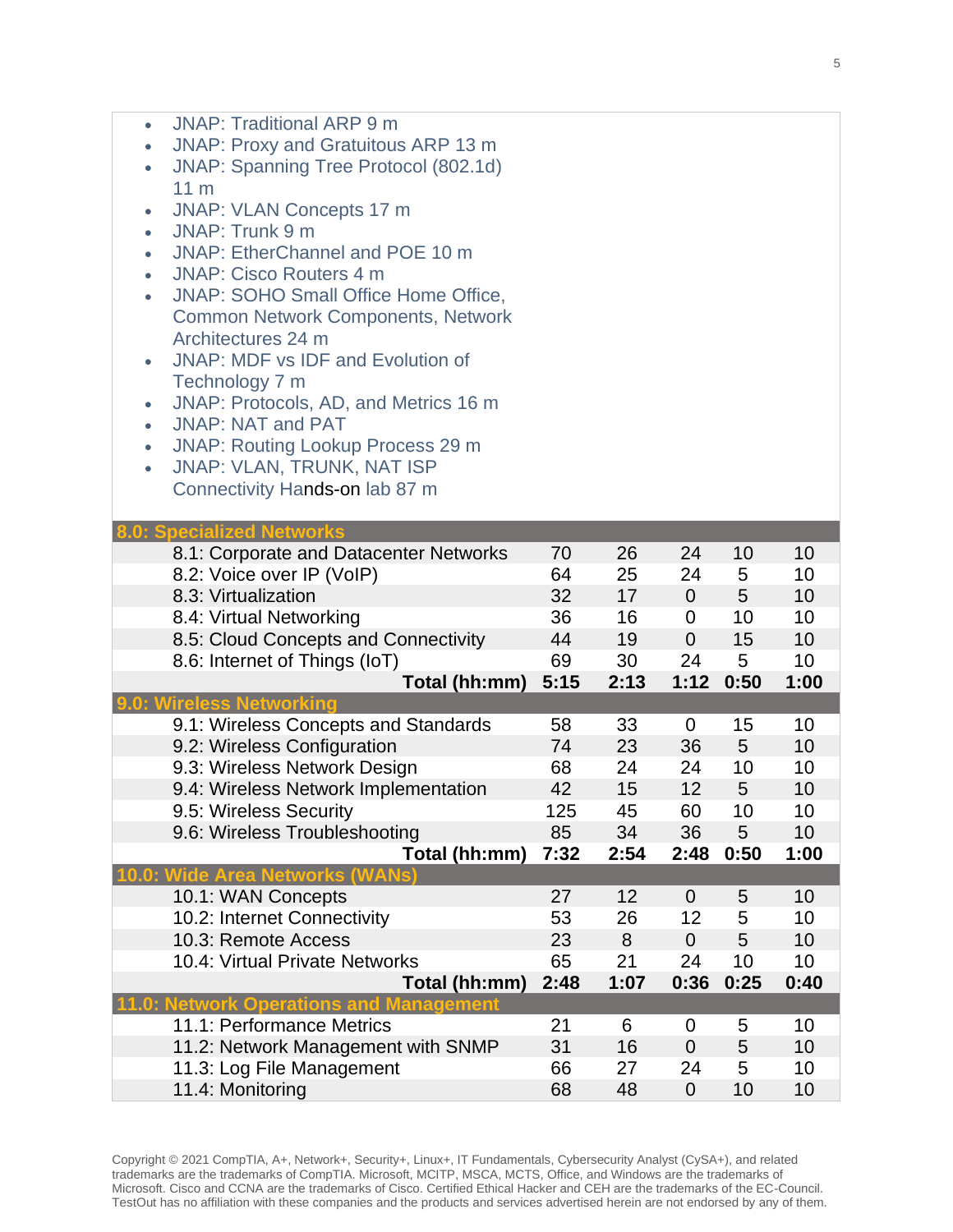- JNAP: Traditional ARP 9 m
- JNAP: Proxy and Gratuitous ARP 13 m
- JNAP: Spanning Tree Protocol (802.1d) 11 m
- JNAP: VLAN Concepts 17 m
- JNAP: Trunk 9 m
- JNAP: EtherChannel and POE 10 m
- JNAP: Cisco Routers 4 m
- JNAP: SOHO Small Office Home Office, Common Network Components, Network Architectures 24 m
- JNAP: MDF vs IDF and Evolution of Technology 7 m
- JNAP: Protocols, AD, and Metrics 16 m
- JNAP: NAT and PAT
- JNAP: Routing Lookup Process 29 m
- JNAP: VLAN, TRUNK, NAT ISP Connectivity Hands-on lab 87 m

| | | | | | |
|---|---|---|---|---|---|
| **8.0: Specialized Networks** | | | | | |
| 8.1: Corporate and Datacenter Networks | 70 | 26 | 24 | 10 | 10 |
| 8.2: Voice over IP (VoIP) | 64 | 25 | 24 | 5 | 10 |
| 8.3: Virtualization | 32 | 17 | 0 | 5 | 10 |
| 8.4: Virtual Networking | 36 | 16 | 0 | 10 | 10 |
| 8.5: Cloud Concepts and Connectivity | 44 | 19 | 0 | 15 | 10 |
| 8.6: Internet of Things (IoT) | 69 | 30 | 24 | 5 | 10 |
| **Total (hh:mm)** | **5:15** | **2:13** | **1:12** | **0:50** | **1:00** |
| **9.0: Wireless Networking** | | | | | |
| 9.1: Wireless Concepts and Standards | 58 | 33 | 0 | 15 | 10 |
| 9.2: Wireless Configuration | 74 | 23 | 36 | 5 | 10 |
| 9.3: Wireless Network Design | 68 | 24 | 24 | 10 | 10 |
| 9.4: Wireless Network Implementation | 42 | 15 | 12 | 5 | 10 |
| 9.5: Wireless Security | 125 | 45 | 60 | 10 | 10 |
| 9.6: Wireless Troubleshooting | 85 | 34 | 36 | 5 | 10 |
| **Total (hh:mm)** | **7:32** | **2:54** | **2:48** | **0:50** | **1:00** |
| **10.0: Wide Area Networks (WANs)** | | | | | |
| 10.1: WAN Concepts | 27 | 12 | 0 | 5 | 10 |
| 10.2: Internet Connectivity | 53 | 26 | 12 | 5 | 10 |
| 10.3: Remote Access | 23 | 8 | 0 | 5 | 10 |
| 10.4: Virtual Private Networks | 65 | 21 | 24 | 10 | 10 |
| **Total (hh:mm)** | **2:48** | **1:07** | **0:36** | **0:25** | **0:40** |
| **11.0: Network Operations and Management** | | | | | |
| 11.1: Performance Metrics | 21 | 6 | 0 | 5 | 10 |
| 11.2: Network Management with SNMP | 31 | 16 | 0 | 5 | 10 |
| 11.3: Log File Management | 66 | 27 | 24 | 5 | 10 |
| 11.4: Monitoring | 68 | 48 | 0 | 10 | 10 |

Copyright © 2021 CompTIA, A+, Network+, Security+, Linux+, IT Fundamentals, Cybersecurity Analyst (CySA+), and related trademarks are the trademarks of CompTIA. Microsoft, MCITP, MSCA, MCTS, Office, and Windows are the trademarks of Microsoft. Cisco and CCNA are the trademarks of Cisco. Certified Ethical Hacker and CEH are the trademarks of the EC-Council. TestOut has no affiliation with these companies and the products and services advertised herein are not endorsed by any of them.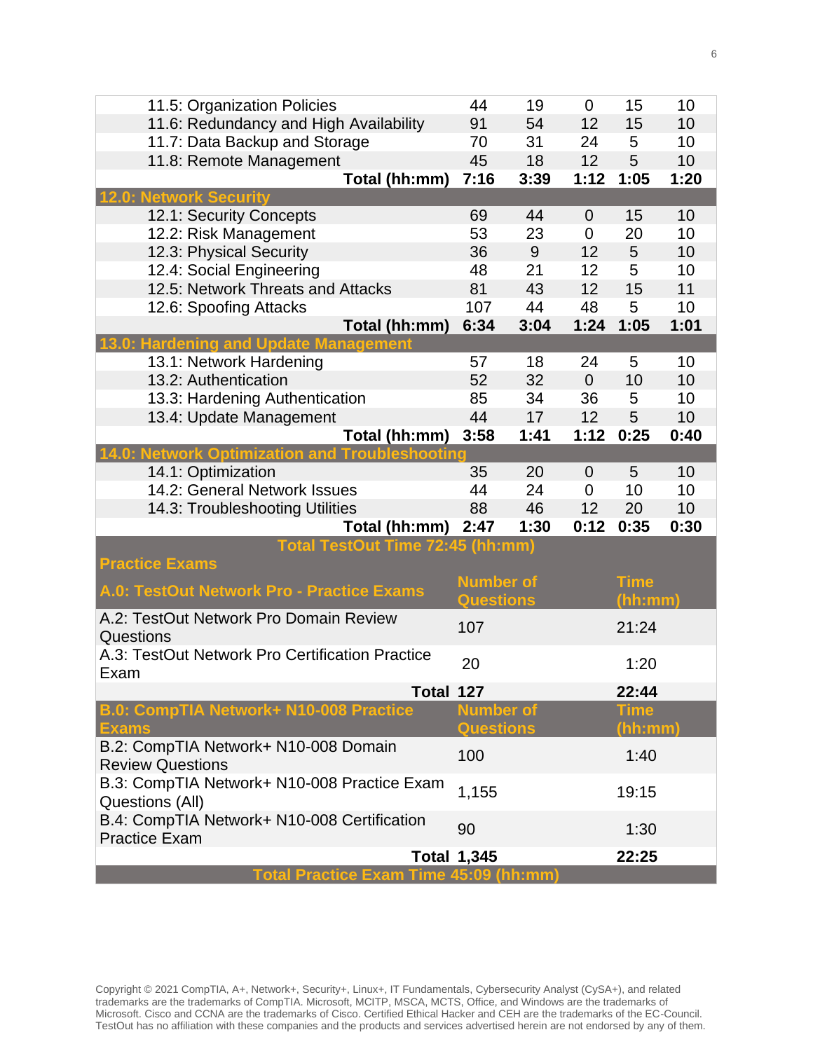| | | | | | |
|---|---|---|---|---|---|
| 11.5: Organization Policies | 44 | 19 | 0 | 15 | 10 |
| 11.6: Redundancy and High Availability | 91 | 54 | 12 | 15 | 10 |
| 11.7: Data Backup and Storage | 70 | 31 | 24 | 5 | 10 |
| 11.8: Remote Management | 45 | 18 | 12 | 5 | 10 |
| **Total (hh:mm)** | **7:16** | **3:39** | **1:12** | **1:05** | **1:20** |
| **12.0: Network Security** | | | | | |
| 12.1: Security Concepts | 69 | 44 | 0 | 15 | 10 |
| 12.2: Risk Management | 53 | 23 | 0 | 20 | 10 |
| 12.3: Physical Security | 36 | 9 | 12 | 5 | 10 |
| 12.4: Social Engineering | 48 | 21 | 12 | 5 | 10 |
| 12.5: Network Threats and Attacks | 81 | 43 | 12 | 15 | 11 |
| 12.6: Spoofing Attacks | 107 | 44 | 48 | 5 | 10 |
| **Total (hh:mm)** | **6:34** | **3:04** | **1:24** | **1:05** | **1:01** |
| **13.0: Hardening and Update Management** | | | | | |
| 13.1: Network Hardening | 57 | 18 | 24 | 5 | 10 |
| 13.2: Authentication | 52 | 32 | 0 | 10 | 10 |
| 13.3: Hardening Authentication | 85 | 34 | 36 | 5 | 10 |
| 13.4: Update Management | 44 | 17 | 12 | 5 | 10 |
| **Total (hh:mm)** | **3:58** | **1:41** | **1:12** | **0:25** | **0:40** |
| **14.0: Network Optimization and Troubleshooting** | | | | | |
| 14.1: Optimization | 35 | 20 | 0 | 5 | 10 |
| 14.2: General Network Issues | 44 | 24 | 0 | 10 | 10 |
| 14.3: Troubleshooting Utilities | 88 | 46 | 12 | 20 | 10 |
| **Total (hh:mm)** | **2:47** | **1:30** | **0:12** | **0:35** | **0:30** |
| **Total TestOut Time 72:45 (hh:mm)** | | | | | |

**Practice Exams**

| A.0: TestOut Network Pro - Practice Exams | Number of Questions | Time (hh:mm) |
|---|---|---|
| A.2: TestOut Network Pro Domain Review Questions | 107 | 21:24 |
| A.3: TestOut Network Pro Certification Practice Exam | 20 | 1:20 |
| **Total** | **127** | **22:44** |

| B.0: CompTIA Network+ N10-008 Practice Exams | Number of Questions | Time (hh:mm) |
|---|---|---|
| B.2: CompTIA Network+ N10-008 Domain Review Questions | 100 | 1:40 |
| B.3: CompTIA Network+ N10-008 Practice Exam Questions (All) | 1,155 | 19:15 |
| B.4: CompTIA Network+ N10-008 Certification Practice Exam | 90 | 1:30 |
| **Total** | **1,345** | **22:25** |

**Total Practice Exam Time 45:09 (hh:mm)**

Copyright © 2021 CompTIA, A+, Network+, Security+, Linux+, IT Fundamentals, Cybersecurity Analyst (CySA+), and related trademarks are the trademarks of CompTIA. Microsoft, MCITP, MSCA, MCTS, Office, and Windows are the trademarks of Microsoft. Cisco and CCNA are the trademarks of Cisco. Certified Ethical Hacker and CEH are the trademarks of the EC-Council. TestOut has no affiliation with these companies and the products and services advertised herein are not endorsed by any of them.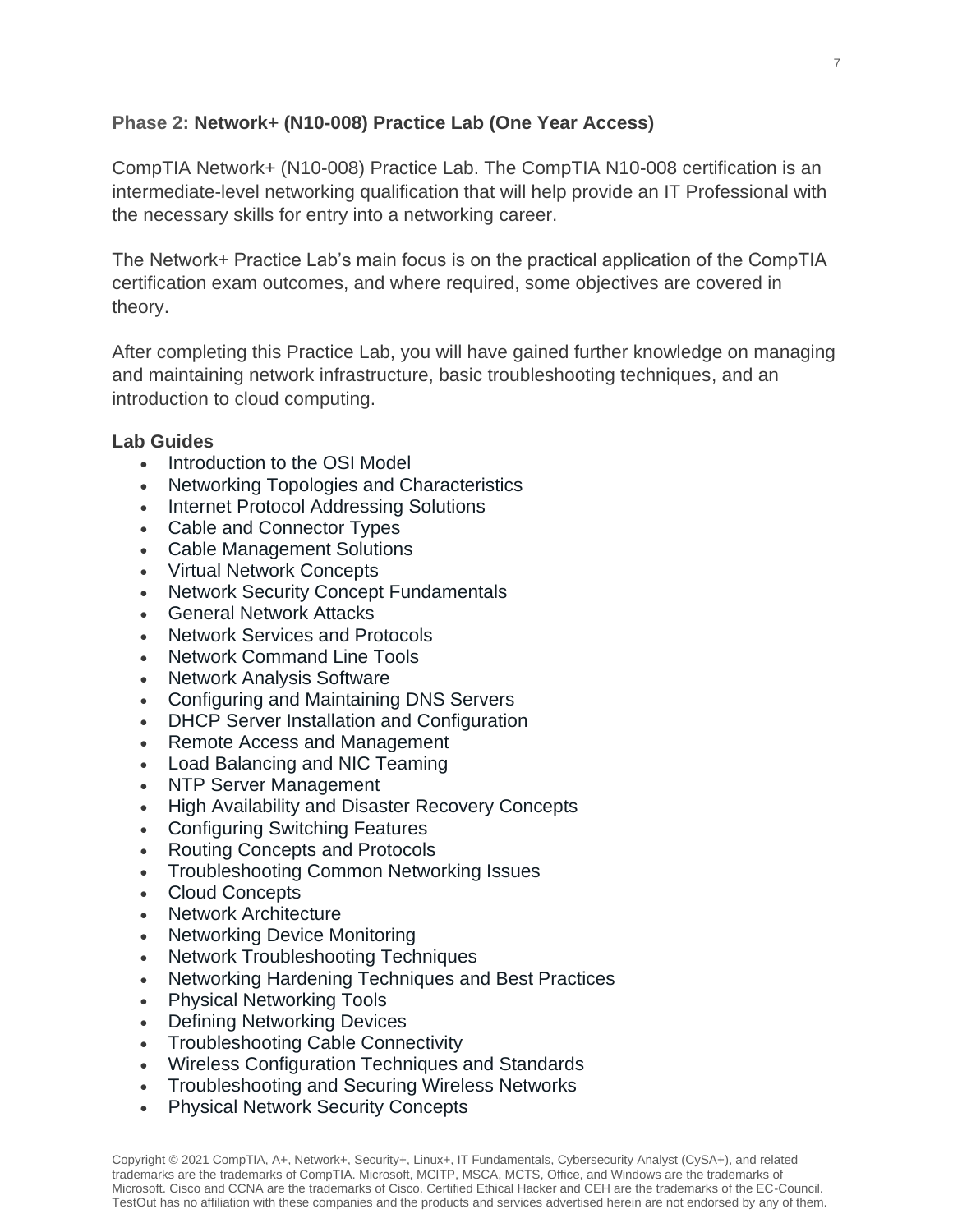### Phase 2: **Network+ (N10-008) Practice Lab (One Year Access)**

CompTIA Network+ (N10-008) Practice Lab. The CompTIA N10-008 certification is an intermediate-level networking qualification that will help provide an IT Professional with the necessary skills for entry into a networking career.

The Network+ Practice Lab's main focus is on the practical application of the CompTIA certification exam outcomes, and where required, some objectives are covered in theory.

After completing this Practice Lab, you will have gained further knowledge on managing and maintaining network infrastructure, basic troubleshooting techniques, and an introduction to cloud computing.

**Lab Guides**

- Introduction to the OSI Model
- Networking Topologies and Characteristics
- Internet Protocol Addressing Solutions
- Cable and Connector Types
- Cable Management Solutions
- Virtual Network Concepts
- Network Security Concept Fundamentals
- General Network Attacks
- Network Services and Protocols
- Network Command Line Tools
- Network Analysis Software
- Configuring and Maintaining DNS Servers
- DHCP Server Installation and Configuration
- Remote Access and Management
- Load Balancing and NIC Teaming
- NTP Server Management
- High Availability and Disaster Recovery Concepts
- Configuring Switching Features
- Routing Concepts and Protocols
- Troubleshooting Common Networking Issues
- Cloud Concepts
- Network Architecture
- Networking Device Monitoring
- Network Troubleshooting Techniques
- Networking Hardening Techniques and Best Practices
- Physical Networking Tools
- Defining Networking Devices
- Troubleshooting Cable Connectivity
- Wireless Configuration Techniques and Standards
- Troubleshooting and Securing Wireless Networks
- Physical Network Security Concepts

Copyright © 2021 CompTIA, A+, Network+, Security+, Linux+, IT Fundamentals, Cybersecurity Analyst (CySA+), and related trademarks are the trademarks of CompTIA. Microsoft, MCITP, MSCA, MCTS, Office, and Windows are the trademarks of Microsoft. Cisco and CCNA are the trademarks of Cisco. Certified Ethical Hacker and CEH are the trademarks of the EC-Council. TestOut has no affiliation with these companies and the products and services advertised herein are not endorsed by any of them.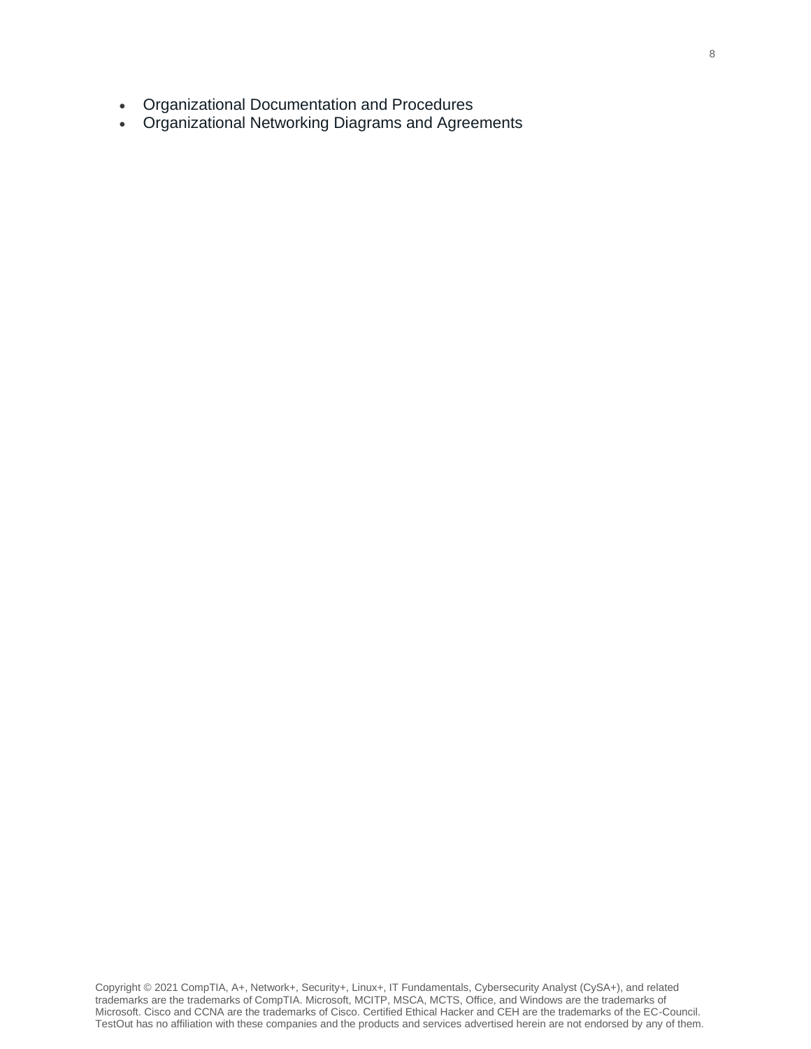- Organizational Documentation and Procedures
- Organizational Networking Diagrams and Agreements